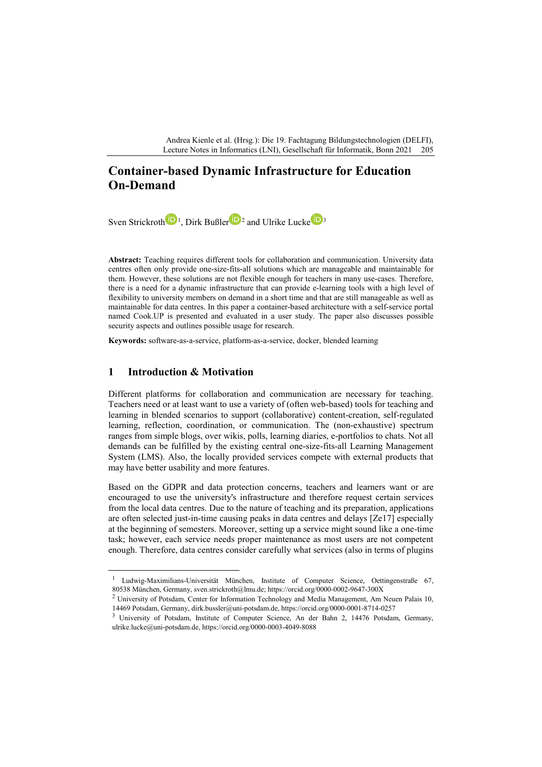# Container-based Dynamic Infrastructure for Education On-Demand

Sven Strickroth[1], Dirk Bußler[2] and Ulrike Lucke[3]

**Abstract:** Teaching requires different tools for collaboration and communication. University data centres often only provide one-size-fits-all solutions which are manageable and maintainable for them. However, these solutions are not flexible enough for teachers in many use-cases. Therefore, there is a need for a dynamic infrastructure that can provide e-learning tools with a high level of flexibility to university members on demand in a short time and that are still manageable as well as maintainable for data centres. In this paper a container-based architecture with a self-service portal named Cook.UP is presented and evaluated in a user study. The paper also discusses possible security aspects and outlines possible usage for research.

**Keywords:** software-as-a-service, platform-as-a-service, docker, blended learning

## 1 Introduction & Motivation

Different platforms for collaboration and communication are necessary for teaching. Teachers need or at least want to use a variety of (often web-based) tools for teaching and learning in blended scenarios to support (collaborative) content-creation, self-regulated learning, reflection, coordination, or communication. The (non-exhaustive) spectrum ranges from simple blogs, over wikis, polls, learning diaries, e-portfolios to chats. Not all demands can be fulfilled by the existing central one-size-fits-all Learning Management System (LMS). Also, the locally provided services compete with external products that may have better usability and more features.

Based on the GDPR and data protection concerns, teachers and learners want or are encouraged to use the university's infrastructure and therefore request certain services from the local data centres. Due to the nature of teaching and its preparation, applications are often selected just-in-time causing peaks in data centres and delays [Ze17] especially at the beginning of semesters. Moreover, setting up a service might sound like a one-time task; however, each service needs proper maintenance as most users are not competent enough. Therefore, data centres consider carefully what services (also in terms of plugins

---

[1] Ludwig-Maximilians-Universität München, Institute of Computer Science, Oettingenstraße 67, 80538 München, Germany, sven.strickroth@lmu.de; https://orcid.org/0000-0002-9647-300X

[2] University of Potsdam, Center for Information Technology and Media Management, Am Neuen Palais 10, 14469 Potsdam, Germany, dirk.bussler@uni-potsdam.de, https://orcid.org/0000-0001-8714-0257

[3] University of Potsdam, Institute of Computer Science, An der Bahn 2, 14476 Potsdam, Germany, ulrike.lucke@uni-potsdam.de, https://orcid.org/0000-0003-4049-8088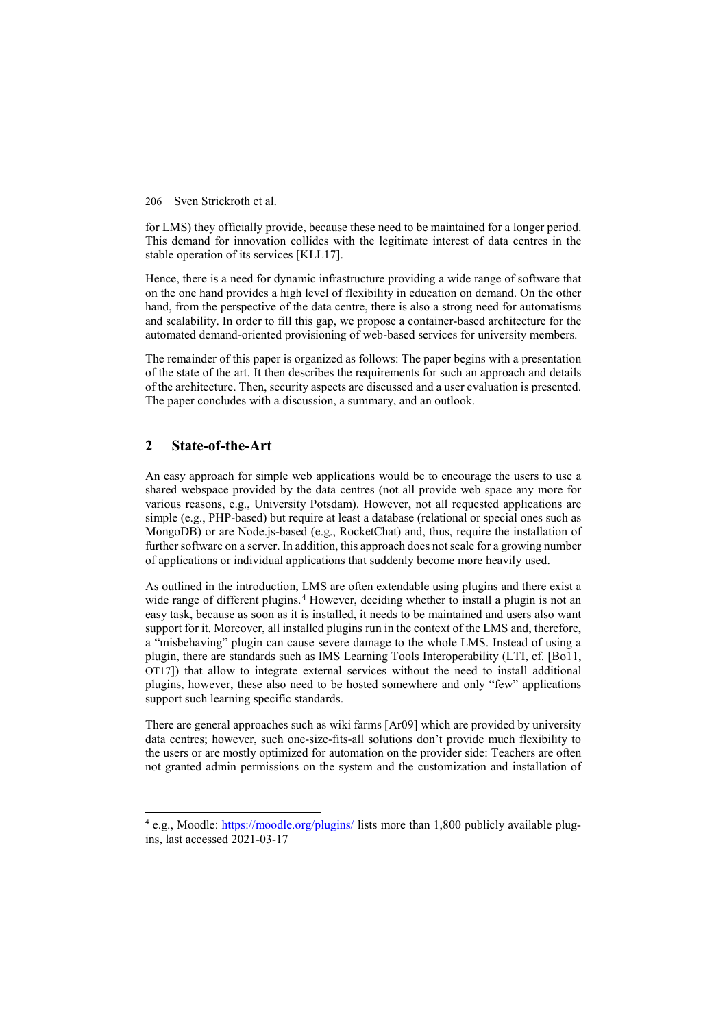for LMS) they officially provide, because these need to be maintained for a longer period. This demand for innovation collides with the legitimate interest of data centres in the stable operation of its services [KLL17].

Hence, there is a need for dynamic infrastructure providing a wide range of software that on the one hand provides a high level of flexibility in education on demand. On the other hand, from the perspective of the data centre, there is also a strong need for automatisms and scalability. In order to fill this gap, we propose a container-based architecture for the automated demand-oriented provisioning of web-based services for university members.

The remainder of this paper is organized as follows: The paper begins with a presentation of the state of the art. It then describes the requirements for such an approach and details of the architecture. Then, security aspects are discussed and a user evaluation is presented. The paper concludes with a discussion, a summary, and an outlook.

## 2 State-of-the-Art

An easy approach for simple web applications would be to encourage the users to use a shared webspace provided by the data centres (not all provide web space any more for various reasons, e.g., University Potsdam). However, not all requested applications are simple (e.g., PHP-based) but require at least a database (relational or special ones such as MongoDB) or are Node.js-based (e.g., RocketChat) and, thus, require the installation of further software on a server. In addition, this approach does not scale for a growing number of applications or individual applications that suddenly become more heavily used.

As outlined in the introduction, LMS are often extendable using plugins and there exist a wide range of different plugins.[4] However, deciding whether to install a plugin is not an easy task, because as soon as it is installed, it needs to be maintained and users also want support for it. Moreover, all installed plugins run in the context of the LMS and, therefore, a "misbehaving" plugin can cause severe damage to the whole LMS. Instead of using a plugin, there are standards such as IMS Learning Tools Interoperability (LTI, cf. [Bo11, OT17]) that allow to integrate external services without the need to install additional plugins, however, these also need to be hosted somewhere and only "few" applications support such learning specific standards.

There are general approaches such as wiki farms [Ar09] which are provided by university data centres; however, such one-size-fits-all solutions don't provide much flexibility to the users or are mostly optimized for automation on the provider side: Teachers are often not granted admin permissions on the system and the customization and installation of

---

[4] e.g., Moodle: https://moodle.org/plugins/ lists more than 1,800 publicly available plugins, last accessed 2021-03-17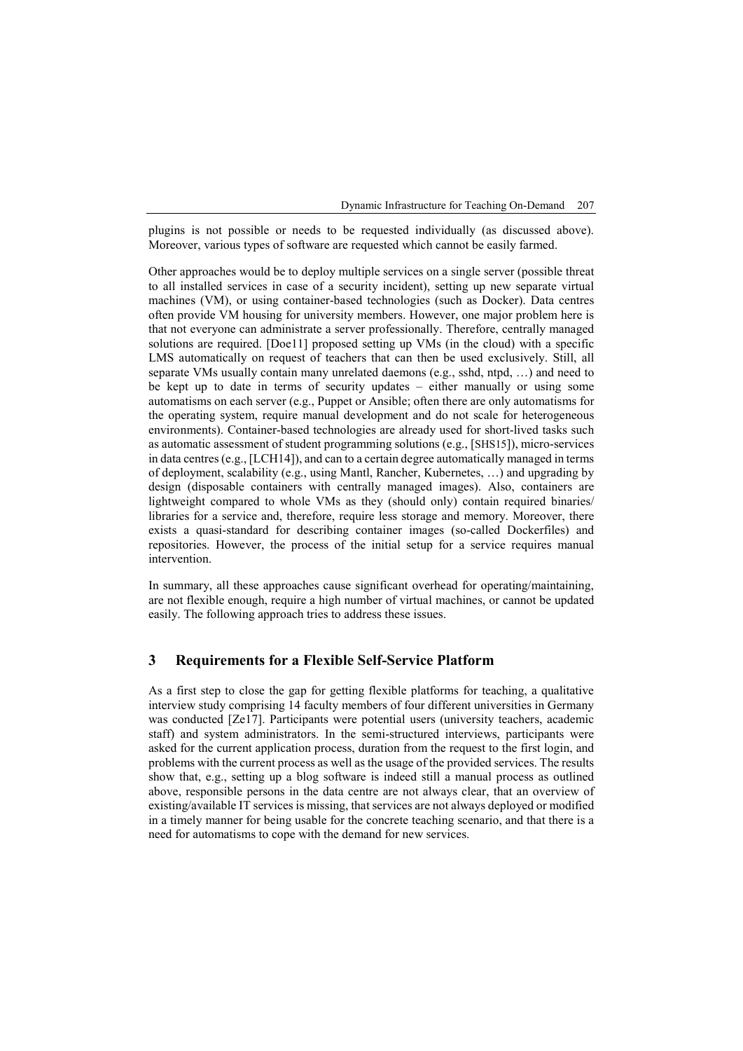plugins is not possible or needs to be requested individually (as discussed above). Moreover, various types of software are requested which cannot be easily farmed.

Other approaches would be to deploy multiple services on a single server (possible threat to all installed services in case of a security incident), setting up new separate virtual machines (VM), or using container-based technologies (such as Docker). Data centres often provide VM housing for university members. However, one major problem here is that not everyone can administrate a server professionally. Therefore, centrally managed solutions are required. [Doe11] proposed setting up VMs (in the cloud) with a specific LMS automatically on request of teachers that can then be used exclusively. Still, all separate VMs usually contain many unrelated daemons (e.g., sshd, ntpd, …) and need to be kept up to date in terms of security updates – either manually or using some automatisms on each server (e.g., Puppet or Ansible; often there are only automatisms for the operating system, require manual development and do not scale for heterogeneous environments). Container-based technologies are already used for short-lived tasks such as automatic assessment of student programming solutions (e.g., [SHS15]), micro-services in data centres (e.g., [LCH14]), and can to a certain degree automatically managed in terms of deployment, scalability (e.g., using Mantl, Rancher, Kubernetes, …) and upgrading by design (disposable containers with centrally managed images). Also, containers are lightweight compared to whole VMs as they (should only) contain required binaries/ libraries for a service and, therefore, require less storage and memory. Moreover, there exists a quasi-standard for describing container images (so-called Dockerfiles) and repositories. However, the process of the initial setup for a service requires manual intervention.

In summary, all these approaches cause significant overhead for operating/maintaining, are not flexible enough, require a high number of virtual machines, or cannot be updated easily. The following approach tries to address these issues.

## 3 Requirements for a Flexible Self-Service Platform

As a first step to close the gap for getting flexible platforms for teaching, a qualitative interview study comprising 14 faculty members of four different universities in Germany was conducted [Ze17]. Participants were potential users (university teachers, academic staff) and system administrators. In the semi-structured interviews, participants were asked for the current application process, duration from the request to the first login, and problems with the current process as well as the usage of the provided services. The results show that, e.g., setting up a blog software is indeed still a manual process as outlined above, responsible persons in the data centre are not always clear, that an overview of existing/available IT services is missing, that services are not always deployed or modified in a timely manner for being usable for the concrete teaching scenario, and that there is a need for automatisms to cope with the demand for new services.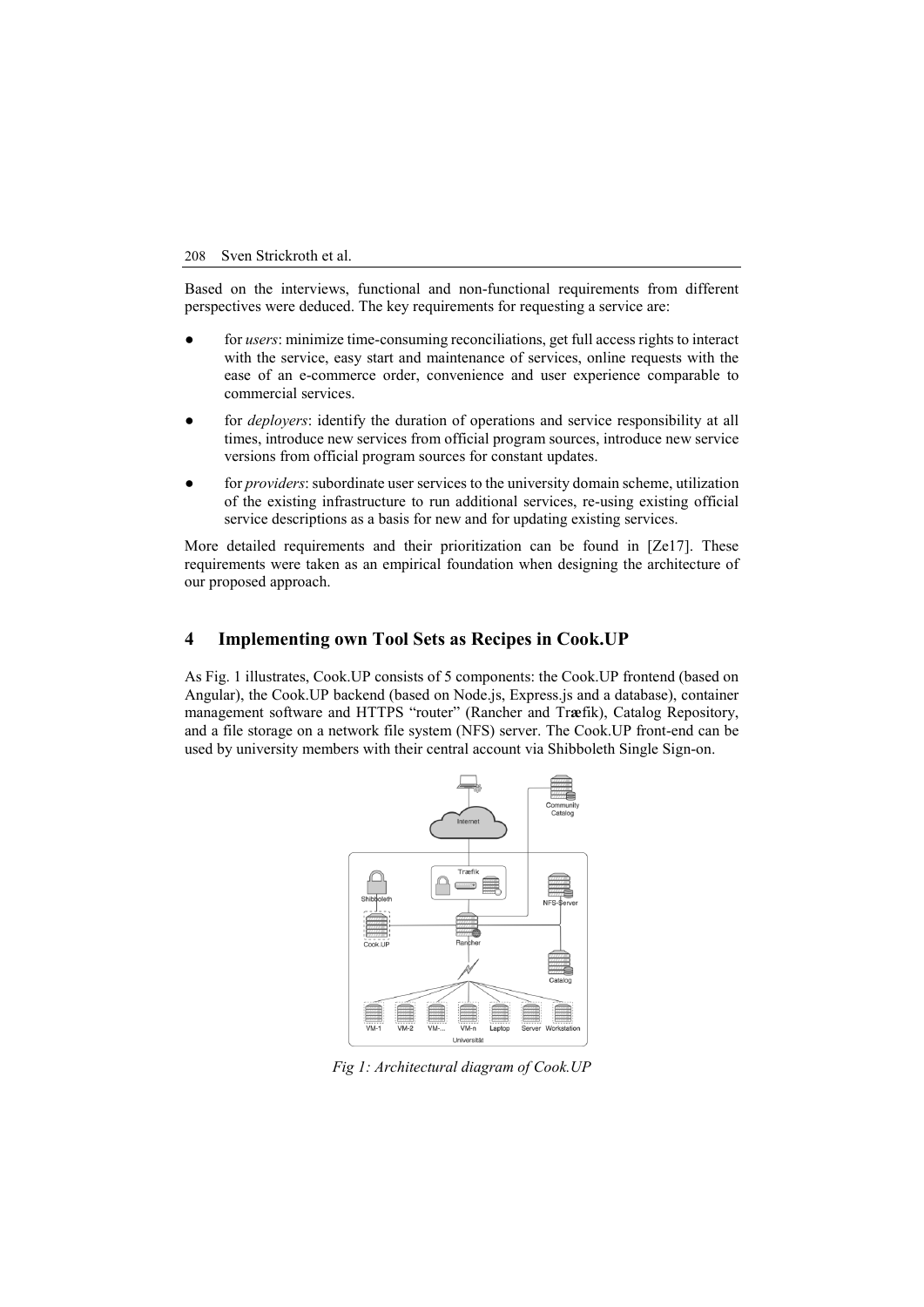Based on the interviews, functional and non-functional requirements from different perspectives were deduced. The key requirements for requesting a service are:

- for *users*: minimize time-consuming reconciliations, get full access rights to interact with the service, easy start and maintenance of services, online requests with the ease of an e-commerce order, convenience and user experience comparable to commercial services.
- for *deployers*: identify the duration of operations and service responsibility at all times, introduce new services from official program sources, introduce new service versions from official program sources for constant updates.
- for *providers*: subordinate user services to the university domain scheme, utilization of the existing infrastructure to run additional services, re-using existing official service descriptions as a basis for new and for updating existing services.

More detailed requirements and their prioritization can be found in [Ze17]. These requirements were taken as an empirical foundation when designing the architecture of our proposed approach.

## 4 Implementing own Tool Sets as Recipes in Cook.UP

As Fig. 1 illustrates, Cook.UP consists of 5 components: the Cook.UP frontend (based on Angular), the Cook.UP backend (based on Node.js, Express.js and a database), container management software and HTTPS "router" (Rancher and Træfik), Catalog Repository, and a file storage on a network file system (NFS) server. The Cook.UP front-end can be used by university members with their central account via Shibboleth Single Sign-on.

*Fig 1: Architectural diagram of Cook.UP*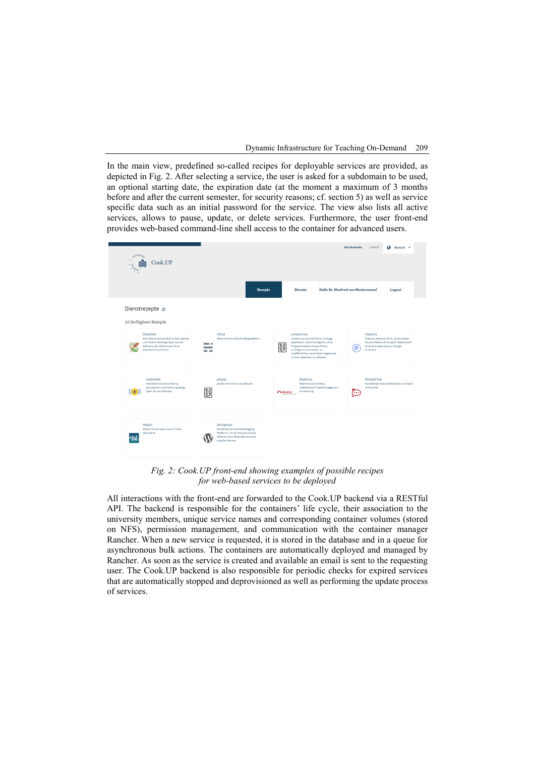In the main view, predefined so-called recipes for deployable services are provided, as depicted in Fig. 2. After selecting a service, the user is asked for a subdomain to be used, an optional starting date, the expiration date (at the moment a maximum of 3 months before and after the current semester, for security reasons; cf. section 5) as well as service specific data such as an initial password for the service. The view also lists all active services, allows to pause, update, or delete services. Furthermore, the user front-end provides web-based command-line shell access to the container for advanced users.

*Fig. 2: Cook.UP front-end showing examples of possible recipes for web-based services to be deployed*

All interactions with the front-end are forwarded to the Cook.UP backend via a RESTful API. The backend is responsible for the containers' life cycle, their association to the university members, unique service names and corresponding container volumes (stored on NFS), permission management, and communication with the container manager Rancher. When a new service is requested, it is stored in the database and in a queue for asynchronous bulk actions. The containers are automatically deployed and managed by Rancher. As soon as the service is created and available an email is sent to the requesting user. The Cook.UP backend is also responsible for periodic checks for expired services that are automatically stopped and deprovisioned as well as performing the update process of services.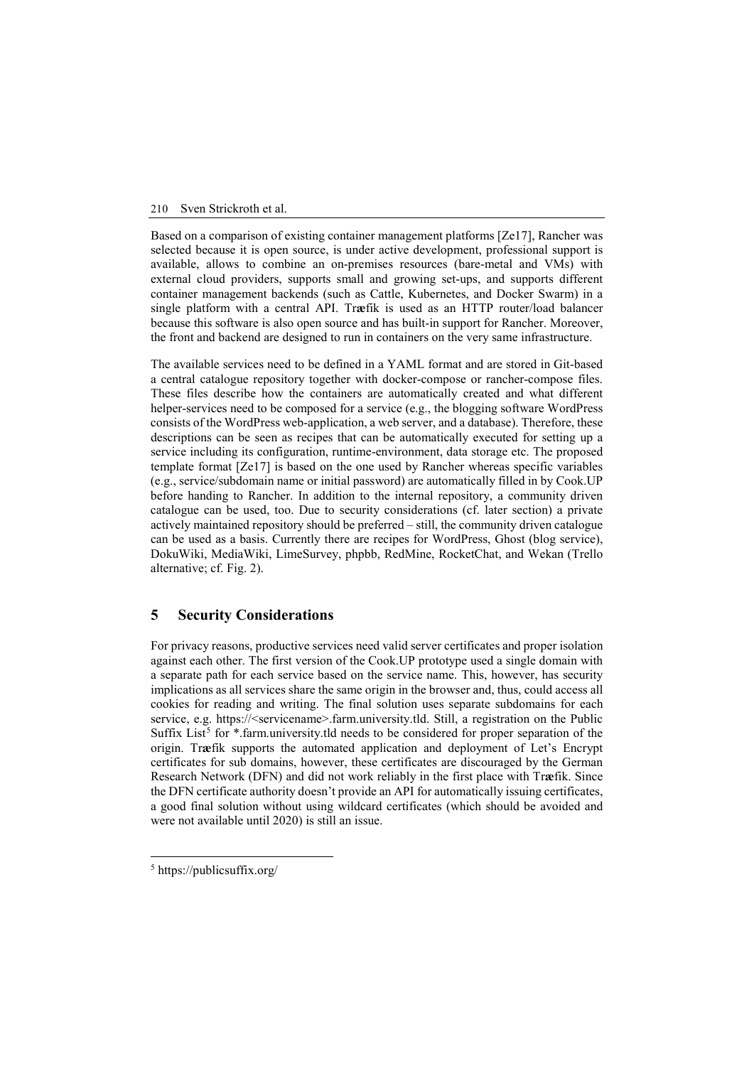Based on a comparison of existing container management platforms [Ze17], Rancher was selected because it is open source, is under active development, professional support is available, allows to combine an on-premises resources (bare-metal and VMs) with external cloud providers, supports small and growing set-ups, and supports different container management backends (such as Cattle, Kubernetes, and Docker Swarm) in a single platform with a central API. Træfik is used as an HTTP router/load balancer because this software is also open source and has built-in support for Rancher. Moreover, the front and backend are designed to run in containers on the very same infrastructure.

The available services need to be defined in a YAML format and are stored in Git-based a central catalogue repository together with docker-compose or rancher-compose files. These files describe how the containers are automatically created and what different helper-services need to be composed for a service (e.g., the blogging software WordPress consists of the WordPress web-application, a web server, and a database). Therefore, these descriptions can be seen as recipes that can be automatically executed for setting up a service including its configuration, runtime-environment, data storage etc. The proposed template format [Ze17] is based on the one used by Rancher whereas specific variables (e.g., service/subdomain name or initial password) are automatically filled in by Cook.UP before handing to Rancher. In addition to the internal repository, a community driven catalogue can be used, too. Due to security considerations (cf. later section) a private actively maintained repository should be preferred – still, the community driven catalogue can be used as a basis. Currently there are recipes for WordPress, Ghost (blog service), DokuWiki, MediaWiki, LimeSurvey, phpbb, RedMine, RocketChat, and Wekan (Trello alternative; cf. Fig. 2).

## 5 Security Considerations

For privacy reasons, productive services need valid server certificates and proper isolation against each other. The first version of the Cook.UP prototype used a single domain with a separate path for each service based on the service name. This, however, has security implications as all services share the same origin in the browser and, thus, could access all cookies for reading and writing. The final solution uses separate subdomains for each service, e.g. https://<servicename>.farm.university.tld. Still, a registration on the Public Suffix List[5] for *.farm.university.tld needs to be considered for proper separation of the origin. Træfik supports the automated application and deployment of Let's Encrypt certificates for sub domains, however, these certificates are discouraged by the German Research Network (DFN) and did not work reliably in the first place with Træfik. Since the DFN certificate authority doesn't provide an API for automatically issuing certificates, a good final solution without using wildcard certificates (which should be avoided and were not available until 2020) is still an issue.

[5] https://publicsuffix.org/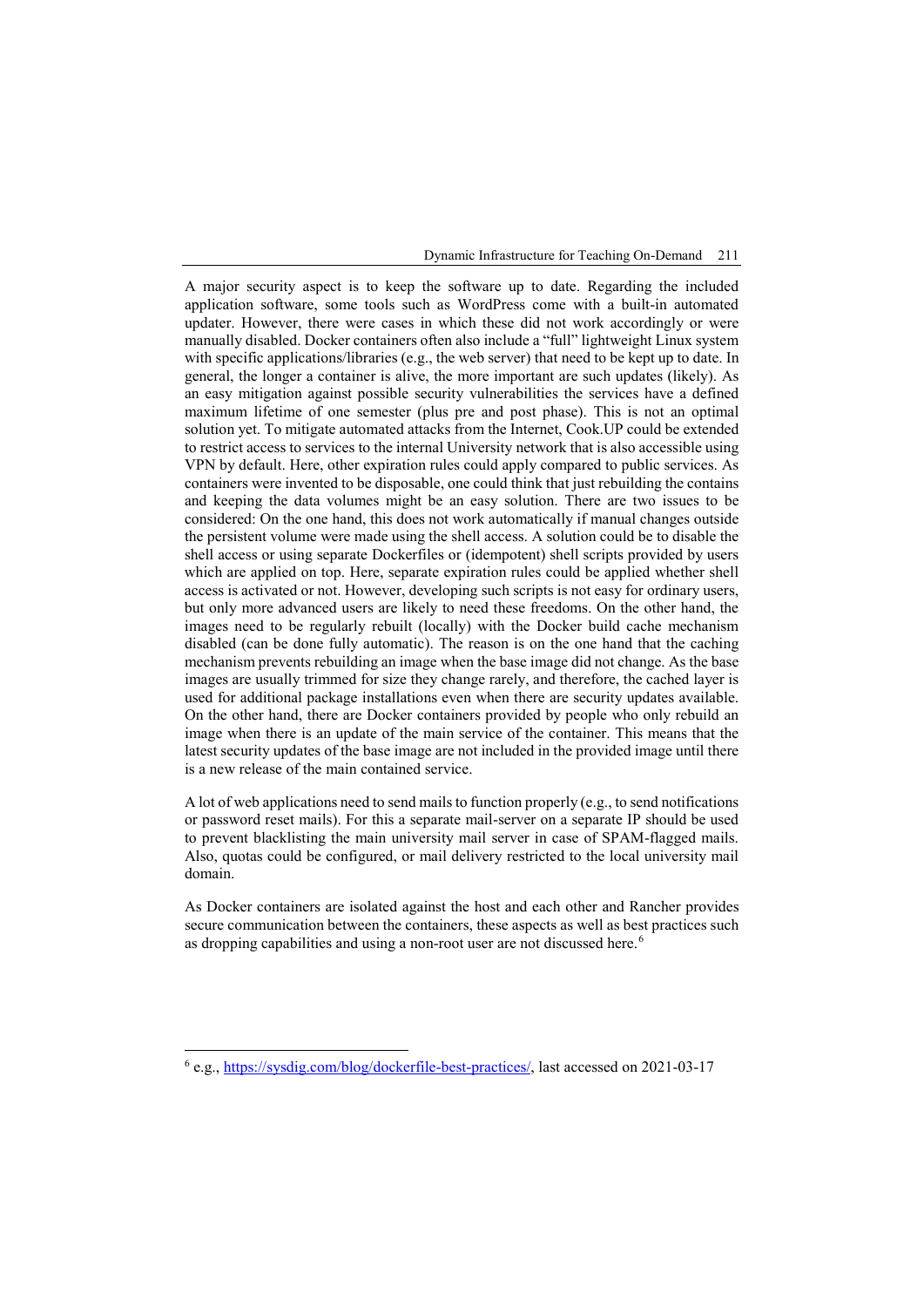A major security aspect is to keep the software up to date. Regarding the included application software, some tools such as WordPress come with a built-in automated updater. However, there were cases in which these did not work accordingly or were manually disabled. Docker containers often also include a "full" lightweight Linux system with specific applications/libraries (e.g., the web server) that need to be kept up to date. In general, the longer a container is alive, the more important are such updates (likely). As an easy mitigation against possible security vulnerabilities the services have a defined maximum lifetime of one semester (plus pre and post phase). This is not an optimal solution yet. To mitigate automated attacks from the Internet, Cook.UP could be extended to restrict access to services to the internal University network that is also accessible using VPN by default. Here, other expiration rules could apply compared to public services. As containers were invented to be disposable, one could think that just rebuilding the contains and keeping the data volumes might be an easy solution. There are two issues to be considered: On the one hand, this does not work automatically if manual changes outside the persistent volume were made using the shell access. A solution could be to disable the shell access or using separate Dockerfiles or (idempotent) shell scripts provided by users which are applied on top. Here, separate expiration rules could be applied whether shell access is activated or not. However, developing such scripts is not easy for ordinary users, but only more advanced users are likely to need these freedoms. On the other hand, the images need to be regularly rebuilt (locally) with the Docker build cache mechanism disabled (can be done fully automatic). The reason is on the one hand that the caching mechanism prevents rebuilding an image when the base image did not change. As the base images are usually trimmed for size they change rarely, and therefore, the cached layer is used for additional package installations even when there are security updates available. On the other hand, there are Docker containers provided by people who only rebuild an image when there is an update of the main service of the container. This means that the latest security updates of the base image are not included in the provided image until there is a new release of the main contained service.

A lot of web applications need to send mails to function properly (e.g., to send notifications or password reset mails). For this a separate mail-server on a separate IP should be used to prevent blacklisting the main university mail server in case of SPAM-flagged mails. Also, quotas could be configured, or mail delivery restricted to the local university mail domain.

As Docker containers are isolated against the host and each other and Rancher provides secure communication between the containers, these aspects as well as best practices such as dropping capabilities and using a non-root user are not discussed here.[6]

[6] e.g., https://sysdig.com/blog/dockerfile-best-practices/, last accessed on 2021-03-17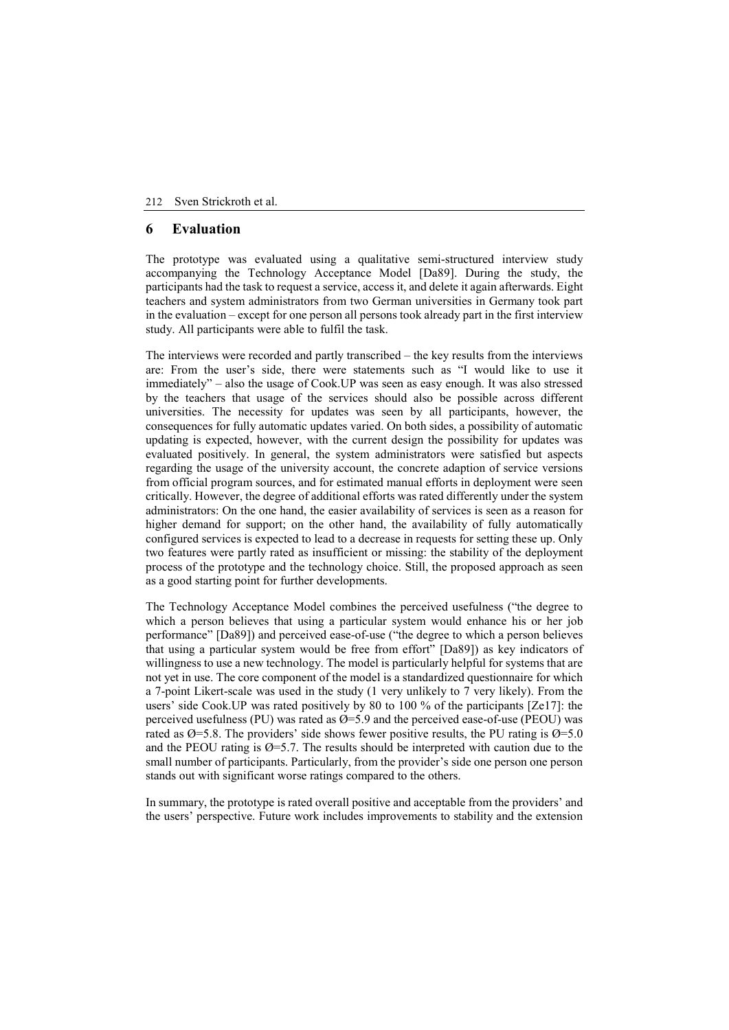## 6 Evaluation

The prototype was evaluated using a qualitative semi-structured interview study accompanying the Technology Acceptance Model [Da89]. During the study, the participants had the task to request a service, access it, and delete it again afterwards. Eight teachers and system administrators from two German universities in Germany took part in the evaluation – except for one person all persons took already part in the first interview study. All participants were able to fulfil the task.

The interviews were recorded and partly transcribed – the key results from the interviews are: From the user's side, there were statements such as "I would like to use it immediately" – also the usage of Cook.UP was seen as easy enough. It was also stressed by the teachers that usage of the services should also be possible across different universities. The necessity for updates was seen by all participants, however, the consequences for fully automatic updates varied. On both sides, a possibility of automatic updating is expected, however, with the current design the possibility for updates was evaluated positively. In general, the system administrators were satisfied but aspects regarding the usage of the university account, the concrete adaption of service versions from official program sources, and for estimated manual efforts in deployment were seen critically. However, the degree of additional efforts was rated differently under the system administrators: On the one hand, the easier availability of services is seen as a reason for higher demand for support; on the other hand, the availability of fully automatically configured services is expected to lead to a decrease in requests for setting these up. Only two features were partly rated as insufficient or missing: the stability of the deployment process of the prototype and the technology choice. Still, the proposed approach as seen as a good starting point for further developments.

The Technology Acceptance Model combines the perceived usefulness ("the degree to which a person believes that using a particular system would enhance his or her job performance" [Da89]) and perceived ease-of-use ("the degree to which a person believes that using a particular system would be free from effort" [Da89]) as key indicators of willingness to use a new technology. The model is particularly helpful for systems that are not yet in use. The core component of the model is a standardized questionnaire for which a 7-point Likert-scale was used in the study (1 very unlikely to 7 very likely). From the users' side Cook.UP was rated positively by 80 to 100 % of the participants [Ze17]: the perceived usefulness (PU) was rated as Ø=5.9 and the perceived ease-of-use (PEOU) was rated as Ø=5.8. The providers' side shows fewer positive results, the PU rating is Ø=5.0 and the PEOU rating is Ø=5.7. The results should be interpreted with caution due to the small number of participants. Particularly, from the provider's side one person one person stands out with significant worse ratings compared to the others.

In summary, the prototype is rated overall positive and acceptable from the providers' and the users' perspective. Future work includes improvements to stability and the extension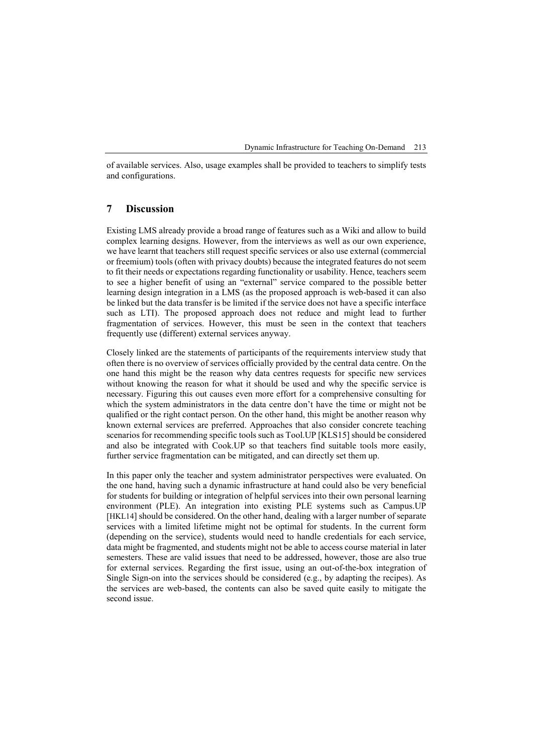of available services. Also, usage examples shall be provided to teachers to simplify tests and configurations.

## 7 Discussion

Existing LMS already provide a broad range of features such as a Wiki and allow to build complex learning designs. However, from the interviews as well as our own experience, we have learnt that teachers still request specific services or also use external (commercial or freemium) tools (often with privacy doubts) because the integrated features do not seem to fit their needs or expectations regarding functionality or usability. Hence, teachers seem to see a higher benefit of using an "external" service compared to the possible better learning design integration in a LMS (as the proposed approach is web-based it can also be linked but the data transfer is be limited if the service does not have a specific interface such as LTI). The proposed approach does not reduce and might lead to further fragmentation of services. However, this must be seen in the context that teachers frequently use (different) external services anyway.

Closely linked are the statements of participants of the requirements interview study that often there is no overview of services officially provided by the central data centre. On the one hand this might be the reason why data centres requests for specific new services without knowing the reason for what it should be used and why the specific service is necessary. Figuring this out causes even more effort for a comprehensive consulting for which the system administrators in the data centre don't have the time or might not be qualified or the right contact person. On the other hand, this might be another reason why known external services are preferred. Approaches that also consider concrete teaching scenarios for recommending specific tools such as Tool.UP [KLS15] should be considered and also be integrated with Cook.UP so that teachers find suitable tools more easily, further service fragmentation can be mitigated, and can directly set them up.

In this paper only the teacher and system administrator perspectives were evaluated. On the one hand, having such a dynamic infrastructure at hand could also be very beneficial for students for building or integration of helpful services into their own personal learning environment (PLE). An integration into existing PLE systems such as Campus.UP [HKL14] should be considered. On the other hand, dealing with a larger number of separate services with a limited lifetime might not be optimal for students. In the current form (depending on the service), students would need to handle credentials for each service, data might be fragmented, and students might not be able to access course material in later semesters. These are valid issues that need to be addressed, however, those are also true for external services. Regarding the first issue, using an out-of-the-box integration of Single Sign-on into the services should be considered (e.g., by adapting the recipes). As the services are web-based, the contents can also be saved quite easily to mitigate the second issue.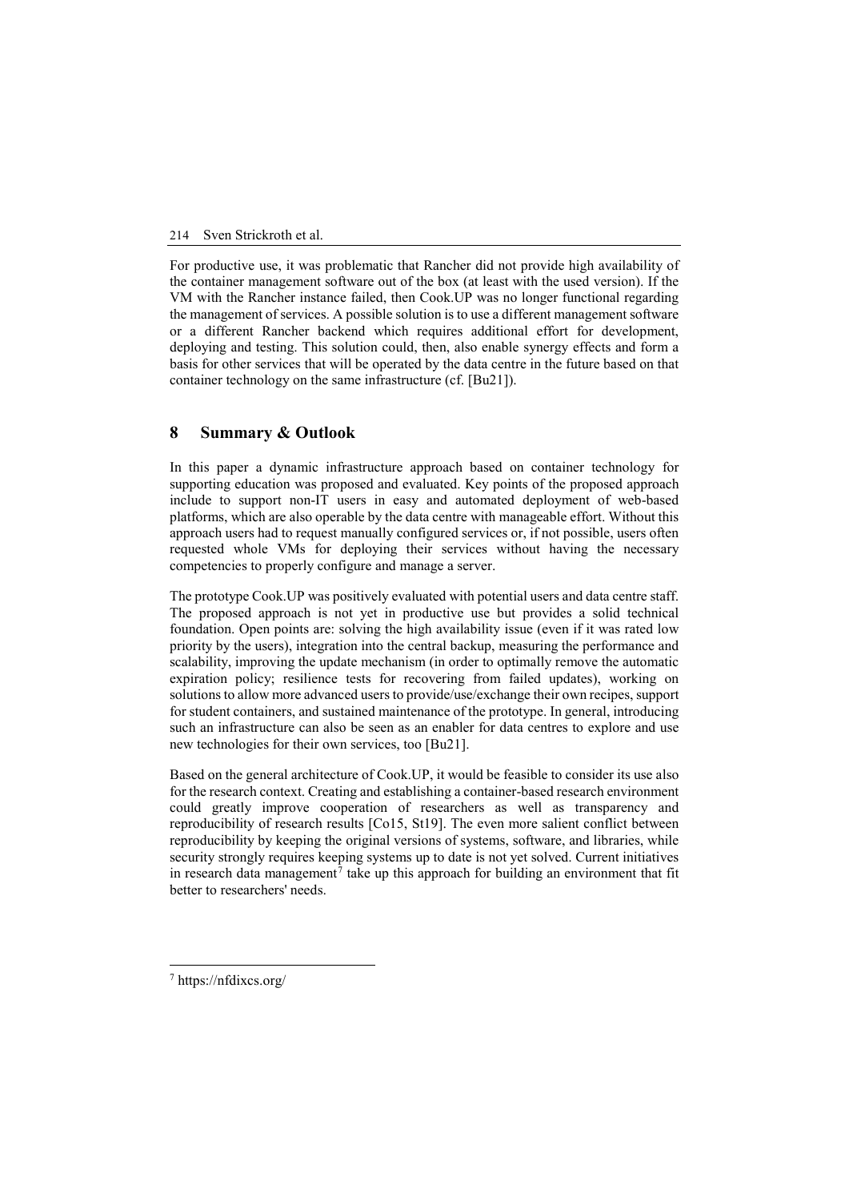For productive use, it was problematic that Rancher did not provide high availability of the container management software out of the box (at least with the used version). If the VM with the Rancher instance failed, then Cook.UP was no longer functional regarding the management of services. A possible solution is to use a different management software or a different Rancher backend which requires additional effort for development, deploying and testing. This solution could, then, also enable synergy effects and form a basis for other services that will be operated by the data centre in the future based on that container technology on the same infrastructure (cf. [Bu21]).

## 8 Summary & Outlook

In this paper a dynamic infrastructure approach based on container technology for supporting education was proposed and evaluated. Key points of the proposed approach include to support non-IT users in easy and automated deployment of web-based platforms, which are also operable by the data centre with manageable effort. Without this approach users had to request manually configured services or, if not possible, users often requested whole VMs for deploying their services without having the necessary competencies to properly configure and manage a server.

The prototype Cook.UP was positively evaluated with potential users and data centre staff. The proposed approach is not yet in productive use but provides a solid technical foundation. Open points are: solving the high availability issue (even if it was rated low priority by the users), integration into the central backup, measuring the performance and scalability, improving the update mechanism (in order to optimally remove the automatic expiration policy; resilience tests for recovering from failed updates), working on solutions to allow more advanced users to provide/use/exchange their own recipes, support for student containers, and sustained maintenance of the prototype. In general, introducing such an infrastructure can also be seen as an enabler for data centres to explore and use new technologies for their own services, too [Bu21].

Based on the general architecture of Cook.UP, it would be feasible to consider its use also for the research context. Creating and establishing a container-based research environment could greatly improve cooperation of researchers as well as transparency and reproducibility of research results [Co15, St19]. The even more salient conflict between reproducibility by keeping the original versions of systems, software, and libraries, while security strongly requires keeping systems up to date is not yet solved. Current initiatives in research data management[7] take up this approach for building an environment that fit better to researchers' needs.

[7] https://nfdixcs.org/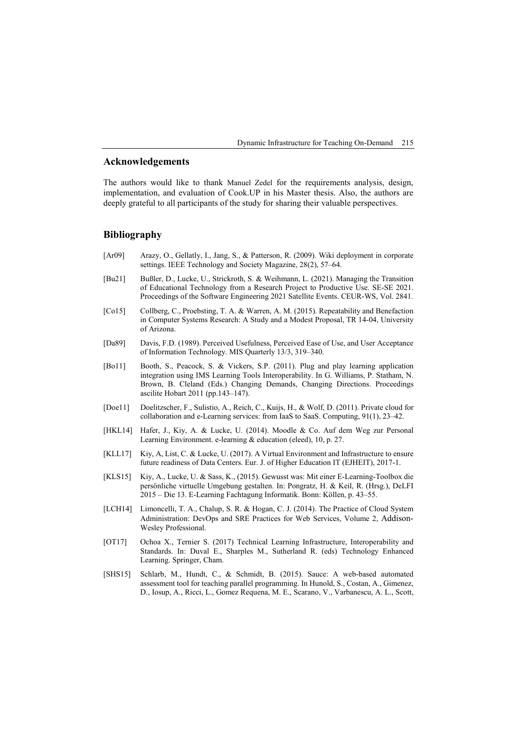## Acknowledgements

The authors would like to thank Manuel Zedel for the requirements analysis, design, implementation, and evaluation of Cook.UP in his Master thesis. Also, the authors are deeply grateful to all participants of the study for sharing their valuable perspectives.

## Bibliography

[Ar09] Arazy, O., Gellatly, I., Jang, S., & Patterson, R. (2009). Wiki deployment in corporate settings. IEEE Technology and Society Magazine, 28(2), 57–64.

[Bu21] Bußler, D., Lucke, U., Strickroth, S. & Weihmann, L. (2021). Managing the Transition of Educational Technology from a Research Project to Productive Use. SE-SE 2021. Proceedings of the Software Engineering 2021 Satellite Events. CEUR-WS, Vol. 2841.

[Co15] Collberg, C., Proebsting, T. A. & Warren, A. M. (2015). Repeatability and Benefaction in Computer Systems Research: A Study and a Modest Proposal, TR 14-04, University of Arizona.

[Da89] Davis, F.D. (1989). Perceived Usefulness, Perceived Ease of Use, and User Acceptance of Information Technology. MIS Quarterly 13/3, 319–340.

[Bo11] Booth, S., Peacock, S. & Vickers, S.P. (2011). Plug and play learning application integration using IMS Learning Tools Interoperability. In G. Williams, P. Statham, N. Brown, B. Cleland (Eds.) Changing Demands, Changing Directions. Proceedings ascilite Hobart 2011 (pp.143–147).

[Doe11] Doelitzscher, F., Sulistio, A., Reich, C., Kuijs, H., & Wolf, D. (2011). Private cloud for collaboration and e-Learning services: from IaaS to SaaS. Computing, 91(1), 23–42.

[HKL14] Hafer, J., Kiy, A. & Lucke, U. (2014). Moodle & Co. Auf dem Weg zur Personal Learning Environment. e-learning & education (eleed), 10, p. 27.

[KLL17] Kiy, A, List, C. & Lucke, U. (2017). A Virtual Environment and Infrastructure to ensure future readiness of Data Centers. Eur. J. of Higher Education IT (EJHEIT), 2017-1.

[KLS15] Kiy, A., Lucke, U. & Sass, K., (2015). Gewusst was: Mit einer E-Learning-Toolbox die persönliche virtuelle Umgebung gestalten. In: Pongratz, H. & Keil, R. (Hrsg.), DeLFI 2015 – Die 13. E-Learning Fachtagung Informatik. Bonn: Köllen, p. 43–55.

[LCH14] Limoncelli, T. A., Chalup, S. R. & Hogan, C. J. (2014). The Practice of Cloud System Administration: DevOps and SRE Practices for Web Services, Volume 2, Addison-Wesley Professional.

[OT17] Ochoa X., Ternier S. (2017) Technical Learning Infrastructure, Interoperability and Standards. In: Duval E., Sharples M., Sutherland R. (eds) Technology Enhanced Learning. Springer, Cham.

[SHS15] Schlarb, M., Hundt, C., & Schmidt, B. (2015). Sauce: A web-based automated assessment tool for teaching parallel programming. In Hunold, S., Costan, A., Gimenez, D., Iosup, A., Ricci, L., Gomez Requena, M. E., Scarano, V., Varbanescu, A. L., Scott,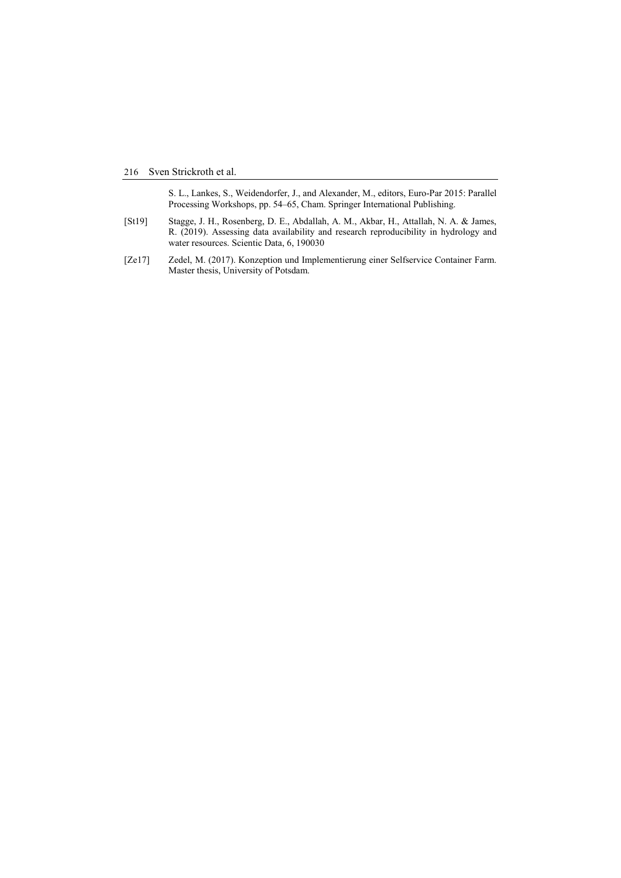S. L., Lankes, S., Weidendorfer, J., and Alexander, M., editors, Euro-Par 2015: Parallel Processing Workshops, pp. 54–65, Cham. Springer International Publishing.

[St19] Stagge, J. H., Rosenberg, D. E., Abdallah, A. M., Akbar, H., Attallah, N. A. & James, R. (2019). Assessing data availability and research reproducibility in hydrology and water resources. Scientic Data, 6, 190030

[Ze17] Zedel, M. (2017). Konzeption und Implementierung einer Selfservice Container Farm. Master thesis, University of Potsdam.